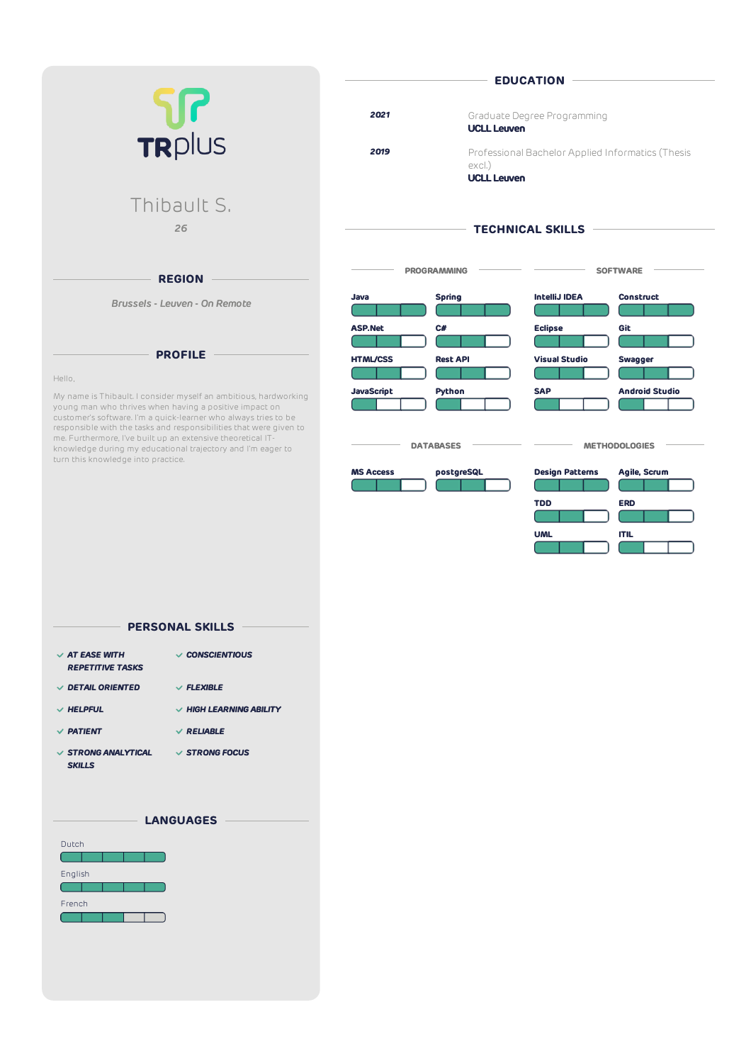TRplus

# Thibault S.

*26*

## REGION

*Brussels - Leuven - On Remote*

## PROFILE

Hello,

My name is Thibault. I consider myself an ambitious, hardworking young man who thrives when having a positive impact on customer's software. I'm a quick-learner who always tries to be responsible with the tasks and responsibilities that were given to me. Furthermore, I've built up an extensive theoretical IT-knowledge during my educational trajectory and I'm eager to turn this knowledge into practice.

## PERSONAL SKILLS

- ***AT EASE WITH REPETITIVE TASKS***
- ***CONSCIENTIOUS***
- ***DETAIL ORIENTED***
- ***FLEXIBLE***
- ***HELPFUL***
- ***HIGH LEARNING ABILITY***
- ***PATIENT***
- ***RELIABLE***
- ***STRONG ANALYTICAL SKILLS***
- ***STRONG FOCUS***

## LANGUAGES

Dutch

English

French

## EDUCATION

***2021***
Graduate Degree Programming
**UCLL Leuven**

***2019***
Professional Bachelor Applied Informatics (Thesis excl.)
**UCLL Leuven**

## TECHNICAL SKILLS

### PROGRAMMING

**Java**

**Spring**

**ASP.Net**

**C#**

**HTML/CSS**

**Rest API**

**JavaScript**

**Python**

### SOFTWARE

**IntelliJ IDEA**

**Construct**

**Eclipse**

**Git**

**Visual Studio**

**Swagger**

**SAP**

**Android Studio**

### DATABASES

**MS Access**

**postgreSQL**

### METHODOLOGIES

**Design Patterns**

**Agile, Scrum**

**TDD**

**ERD**

**UML**

**ITIL**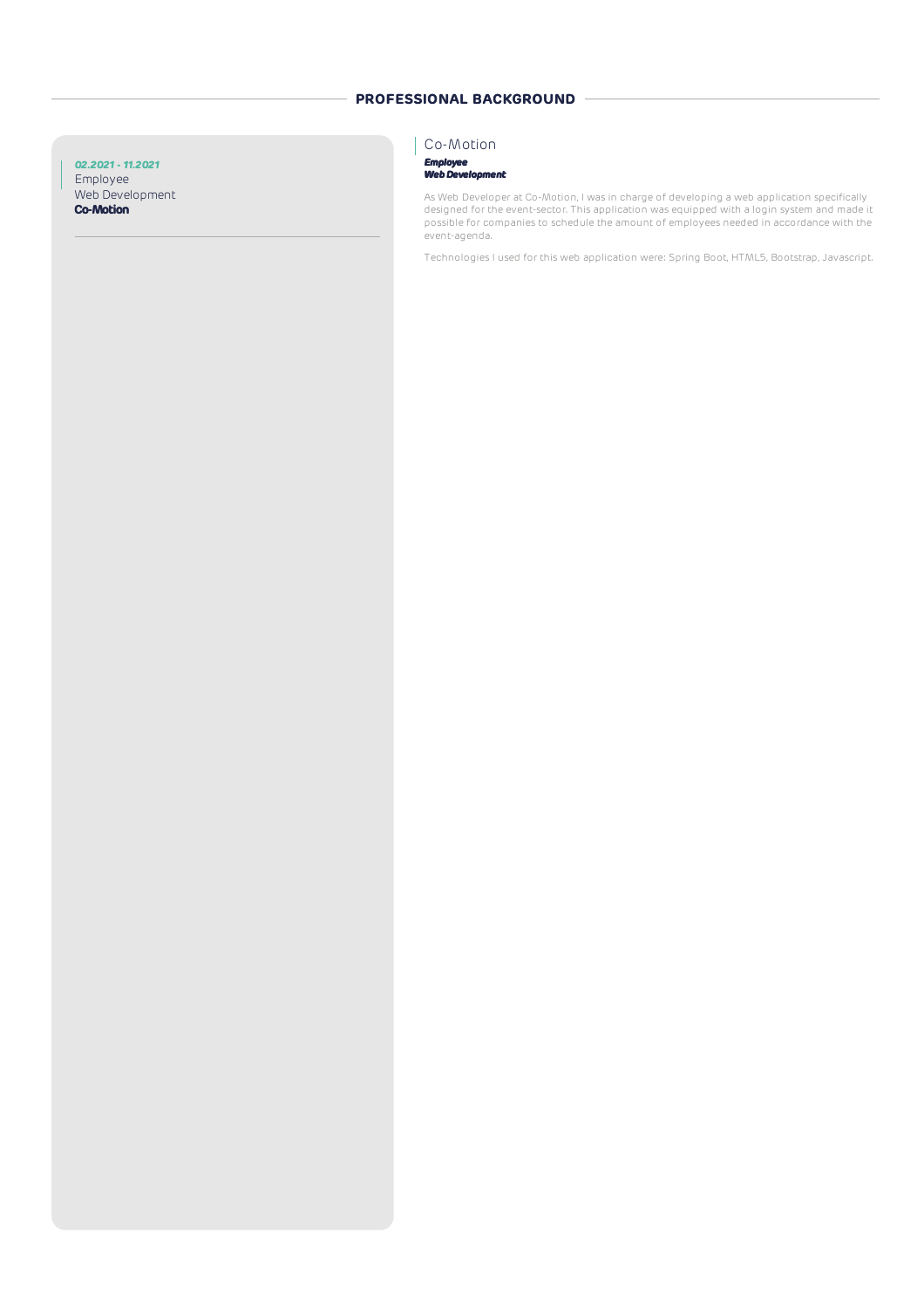## PROFESSIONAL BACKGROUND

***02.2021 - 11.2021***
Employee
Web Development
**Co-Motion**

### Co-Motion

***Employee***
***Web Development***

As Web Developer at Co-Motion, I was in charge of developing a web application specifically designed for the event-sector. This application was equipped with a login system and made it possible for companies to schedule the amount of employees needed in accordance with the event-agenda.

Technologies I used for this web application were: Spring Boot, HTML5, Bootstrap, Javascript.